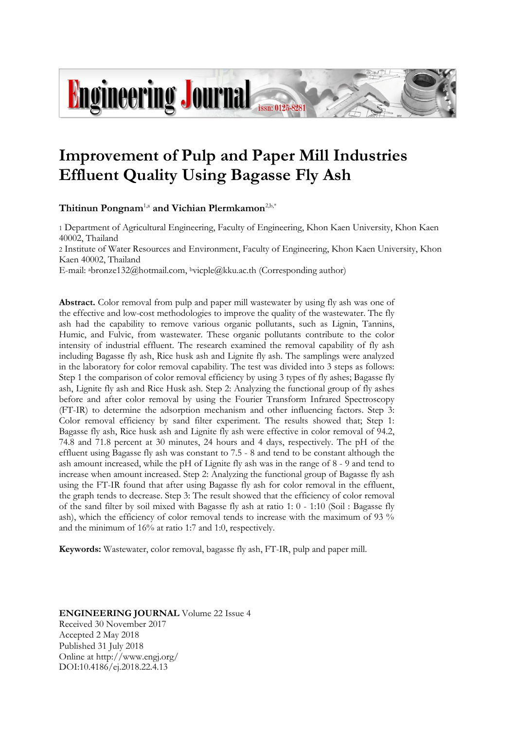# Improvement of Pulp and Paper Mill Industries Effluent Quality Using Bagasse Fly Ash

**Thitinun Pongnam**[1,a] **and Vichian Plermkamon**[2,b,*]

1 Department of Agricultural Engineering, Faculty of Engineering, Khon Kaen University, Khon Kaen 40002, Thailand

2 Institute of Water Resources and Environment, Faculty of Engineering, Khon Kaen University, Khon Kaen 40002, Thailand

E-mail: [a]bronze132@hotmail.com, [b]vicple@kku.ac.th (Corresponding author)

**Abstract.** Color removal from pulp and paper mill wastewater by using fly ash was one of the effective and low-cost methodologies to improve the quality of the wastewater. The fly ash had the capability to remove various organic pollutants, such as Lignin, Tannins, Humic, and Fulvic, from wastewater. These organic pollutants contribute to the color intensity of industrial effluent. The research examined the removal capability of fly ash including Bagasse fly ash, Rice husk ash and Lignite fly ash. The samplings were analyzed in the laboratory for color removal capability. The test was divided into 3 steps as follows: Step 1 the comparison of color removal efficiency by using 3 types of fly ashes; Bagasse fly ash, Lignite fly ash and Rice Husk ash. Step 2: Analyzing the functional group of fly ashes before and after color removal by using the Fourier Transform Infrared Spectroscopy (FT-IR) to determine the adsorption mechanism and other influencing factors. Step 3: Color removal efficiency by sand filter experiment. The results showed that; Step 1: Bagasse fly ash, Rice husk ash and Lignite fly ash were effective in color removal of 94.2, 74.8 and 71.8 percent at 30 minutes, 24 hours and 4 days, respectively. The pH of the effluent using Bagasse fly ash was constant to 7.5 - 8 and tend to be constant although the ash amount increased, while the pH of Lignite fly ash was in the range of 8 - 9 and tend to increase when amount increased. Step 2: Analyzing the functional group of Bagasse fly ash using the FT-IR found that after using Bagasse fly ash for color removal in the effluent, the graph tends to decrease. Step 3: The result showed that the efficiency of color removal of the sand filter by soil mixed with Bagasse fly ash at ratio 1: 0 - 1:10 (Soil : Bagasse fly ash), which the efficiency of color removal tends to increase with the maximum of 93 % and the minimum of 16% at ratio 1:7 and 1:0, respectively.

**Keywords:** Wastewater, color removal, bagasse fly ash, FT-IR, pulp and paper mill.

**ENGINEERING JOURNAL** Volume 22 Issue 4
Received 30 November 2017
Accepted 2 May 2018
Published 31 July 2018
Online at http://www.engj.org/
DOI:10.4186/ej.2018.22.4.13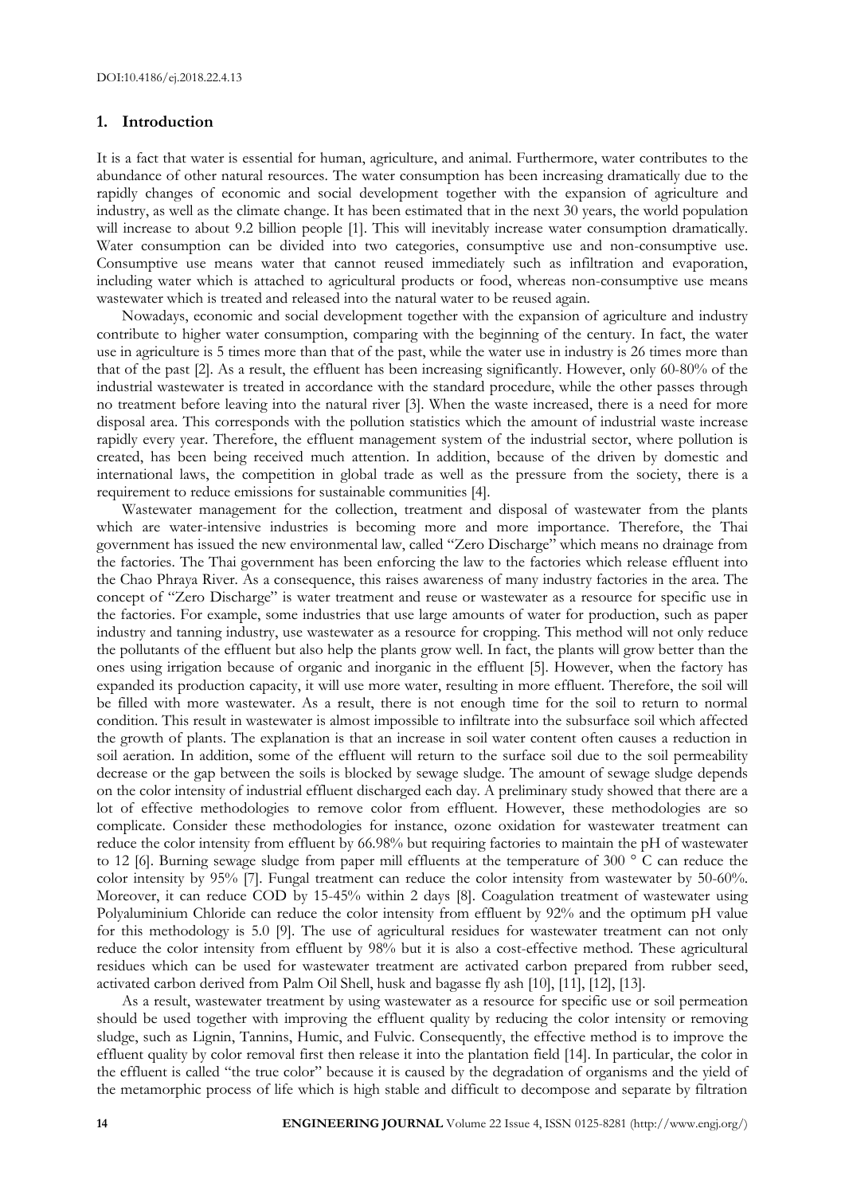## 1. Introduction

It is a fact that water is essential for human, agriculture, and animal. Furthermore, water contributes to the abundance of other natural resources. The water consumption has been increasing dramatically due to the rapidly changes of economic and social development together with the expansion of agriculture and industry, as well as the climate change. It has been estimated that in the next 30 years, the world population will increase to about 9.2 billion people [1]. This will inevitably increase water consumption dramatically. Water consumption can be divided into two categories, consumptive use and non-consumptive use. Consumptive use means water that cannot reused immediately such as infiltration and evaporation, including water which is attached to agricultural products or food, whereas non-consumptive use means wastewater which is treated and released into the natural water to be reused again.

Nowadays, economic and social development together with the expansion of agriculture and industry contribute to higher water consumption, comparing with the beginning of the century. In fact, the water use in agriculture is 5 times more than that of the past, while the water use in industry is 26 times more than that of the past [2]. As a result, the effluent has been increasing significantly. However, only 60-80% of the industrial wastewater is treated in accordance with the standard procedure, while the other passes through no treatment before leaving into the natural river [3]. When the waste increased, there is a need for more disposal area. This corresponds with the pollution statistics which the amount of industrial waste increase rapidly every year. Therefore, the effluent management system of the industrial sector, where pollution is created, has been being received much attention. In addition, because of the driven by domestic and international laws, the competition in global trade as well as the pressure from the society, there is a requirement to reduce emissions for sustainable communities [4].

Wastewater management for the collection, treatment and disposal of wastewater from the plants which are water-intensive industries is becoming more and more importance. Therefore, the Thai government has issued the new environmental law, called "Zero Discharge" which means no drainage from the factories. The Thai government has been enforcing the law to the factories which release effluent into the Chao Phraya River. As a consequence, this raises awareness of many industry factories in the area. The concept of "Zero Discharge" is water treatment and reuse or wastewater as a resource for specific use in the factories. For example, some industries that use large amounts of water for production, such as paper industry and tanning industry, use wastewater as a resource for cropping. This method will not only reduce the pollutants of the effluent but also help the plants grow well. In fact, the plants will grow better than the ones using irrigation because of organic and inorganic in the effluent [5]. However, when the factory has expanded its production capacity, it will use more water, resulting in more effluent. Therefore, the soil will be filled with more wastewater. As a result, there is not enough time for the soil to return to normal condition. This result in wastewater is almost impossible to infiltrate into the subsurface soil which affected the growth of plants. The explanation is that an increase in soil water content often causes a reduction in soil aeration. In addition, some of the effluent will return to the surface soil due to the soil permeability decrease or the gap between the soils is blocked by sewage sludge. The amount of sewage sludge depends on the color intensity of industrial effluent discharged each day. A preliminary study showed that there are a lot of effective methodologies to remove color from effluent. However, these methodologies are so complicate. Consider these methodologies for instance, ozone oxidation for wastewater treatment can reduce the color intensity from effluent by 66.98% but requiring factories to maintain the pH of wastewater to 12 [6]. Burning sewage sludge from paper mill effluents at the temperature of 300 ° C can reduce the color intensity by 95% [7]. Fungal treatment can reduce the color intensity from wastewater by 50-60%. Moreover, it can reduce COD by 15-45% within 2 days [8]. Coagulation treatment of wastewater using Polyaluminium Chloride can reduce the color intensity from effluent by 92% and the optimum pH value for this methodology is 5.0 [9]. The use of agricultural residues for wastewater treatment can not only reduce the color intensity from effluent by 98% but it is also a cost-effective method. These agricultural residues which can be used for wastewater treatment are activated carbon prepared from rubber seed, activated carbon derived from Palm Oil Shell, husk and bagasse fly ash [10], [11], [12], [13].

As a result, wastewater treatment by using wastewater as a resource for specific use or soil permeation should be used together with improving the effluent quality by reducing the color intensity or removing sludge, such as Lignin, Tannins, Humic, and Fulvic. Consequently, the effective method is to improve the effluent quality by color removal first then release it into the plantation field [14]. In particular, the color in the effluent is called "the true color" because it is caused by the degradation of organisms and the yield of the metamorphic process of life which is high stable and difficult to decompose and separate by filtration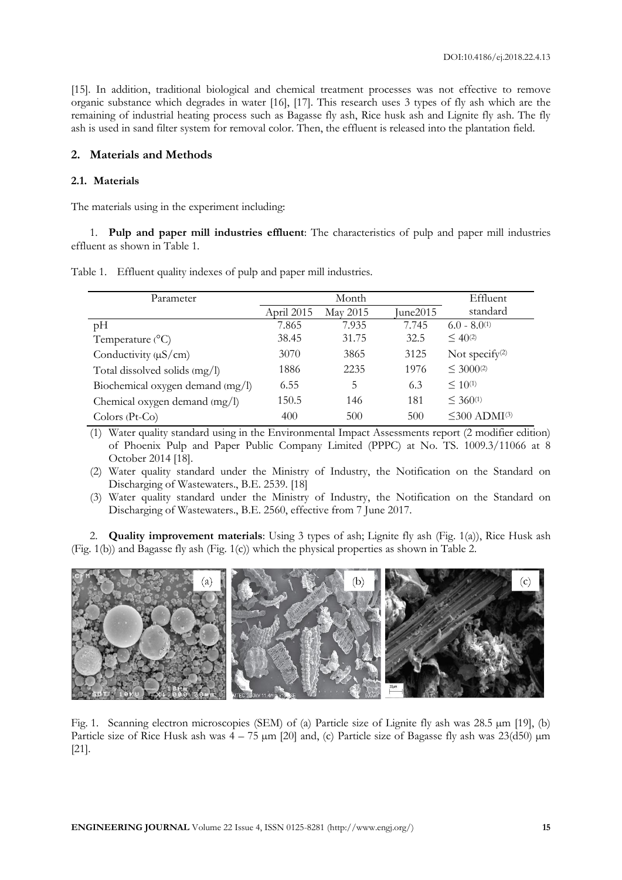[15]. In addition, traditional biological and chemical treatment processes was not effective to remove organic substance which degrades in water [16], [17]. This research uses 3 types of fly ash which are the remaining of industrial heating process such as Bagasse fly ash, Rice husk ash and Lignite fly ash. The fly ash is used in sand filter system for removal color. Then, the effluent is released into the plantation field.

## 2. Materials and Methods

### 2.1. Materials

The materials using in the experiment including:

1. **Pulp and paper mill industries effluent**: The characteristics of pulp and paper mill industries effluent as shown in Table 1.

Table 1. Effluent quality indexes of pulp and paper mill industries.

| Parameter | Month | | | Effluent standard |
|---|---|---|---|---|
| | April 2015 | May 2015 | June2015 | |
| pH | 7.865 | 7.935 | 7.745 | 6.0 - 8.0(1) |
| Temperature (°C) | 38.45 | 31.75 | 32.5 | ≤ 40(2) |
| Conductivity (μS/cm) | 3070 | 3865 | 3125 | Not specify(2) |
| Total dissolved solids (mg/l) | 1886 | 2235 | 1976 | ≤ 3000(2) |
| Biochemical oxygen demand (mg/l) | 6.55 | 5 | 6.3 | ≤ 10(1) |
| Chemical oxygen demand (mg/l) | 150.5 | 146 | 181 | ≤ 360(1) |
| Colors (Pt-Co) | 400 | 500 | 500 | ≤300 ADMI(3) |

(1) Water quality standard using in the Environmental Impact Assessments report (2 modifier edition) of Phoenix Pulp and Paper Public Company Limited (PPPC) at No. TS. 1009.3/11066 at 8 October 2014 [18].

(2) Water quality standard under the Ministry of Industry, the Notification on the Standard on Discharging of Wastewaters., B.E. 2539. [18]

(3) Water quality standard under the Ministry of Industry, the Notification on the Standard on Discharging of Wastewaters., B.E. 2560, effective from 7 June 2017.

2. **Quality improvement materials**: Using 3 types of ash; Lignite fly ash (Fig. 1(a)), Rice Husk ash (Fig. 1(b)) and Bagasse fly ash (Fig. 1(c)) which the physical properties as shown in Table 2.

Fig. 1. Scanning electron microscopies (SEM) of (a) Particle size of Lignite fly ash was 28.5 μm [19], (b) Particle size of Rice Husk ash was 4 – 75 μm [20] and, (c) Particle size of Bagasse fly ash was 23(d50) μm [21].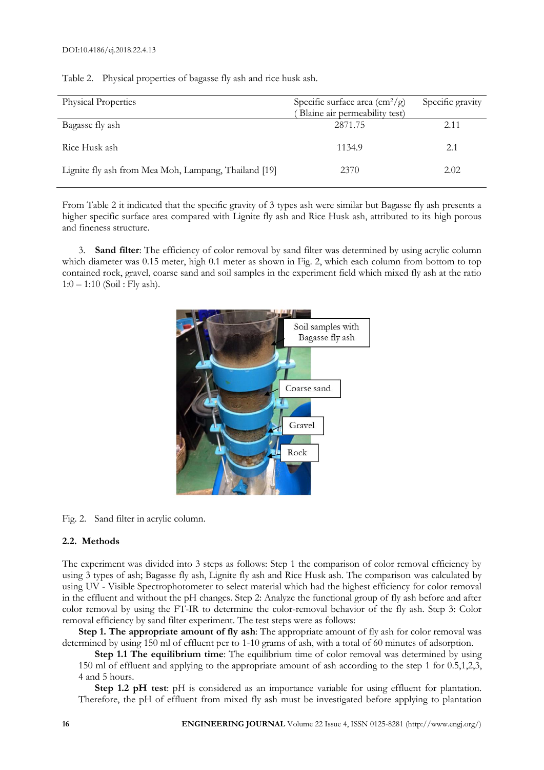Table 2. Physical properties of bagasse fly ash and rice husk ash.

| Physical Properties | Specific surface area ($cm^2/g$) (Blaine air permeability test) | Specific gravity |
|---|---|---|
| Bagasse fly ash | 2871.75 | 2.11 |
| Rice Husk ash | 1134.9 | 2.1 |
| Lignite fly ash from Mea Moh, Lampang, Thailand [19] | 2370 | 2.02 |

From Table 2 it indicated that the specific gravity of 3 types ash were similar but Bagasse fly ash presents a higher specific surface area compared with Lignite fly ash and Rice Husk ash, attributed to its high porous and fineness structure.

3. **Sand filter**: The efficiency of color removal by sand filter was determined by using acrylic column which diameter was 0.15 meter, high 0.1 meter as shown in Fig. 2, which each column from bottom to top contained rock, gravel, coarse sand and soil samples in the experiment field which mixed fly ash at the ratio 1:0 – 1:10 (Soil : Fly ash).

Fig. 2. Sand filter in acrylic column.

### 2.2. Methods

The experiment was divided into 3 steps as follows: Step 1 the comparison of color removal efficiency by using 3 types of ash; Bagasse fly ash, Lignite fly ash and Rice Husk ash. The comparison was calculated by using UV - Visible Spectrophotometer to select material which had the highest efficiency for color removal in the effluent and without the pH changes. Step 2: Analyze the functional group of fly ash before and after color removal by using the FT-IR to determine the color-removal behavior of the fly ash. Step 3: Color removal efficiency by sand filter experiment. The test steps were as follows:

**Step 1. The appropriate amount of fly ash**: The appropriate amount of fly ash for color removal was determined by using 150 ml of effluent per to 1-10 grams of ash, with a total of 60 minutes of adsorption.

**Step 1.1 The equilibrium time**: The equilibrium time of color removal was determined by using 150 ml of effluent and applying to the appropriate amount of ash according to the step 1 for 0.5,1,2,3, 4 and 5 hours.

**Step 1.2 pH test**: pH is considered as an importance variable for using effluent for plantation. Therefore, the pH of effluent from mixed fly ash must be investigated before applying to plantation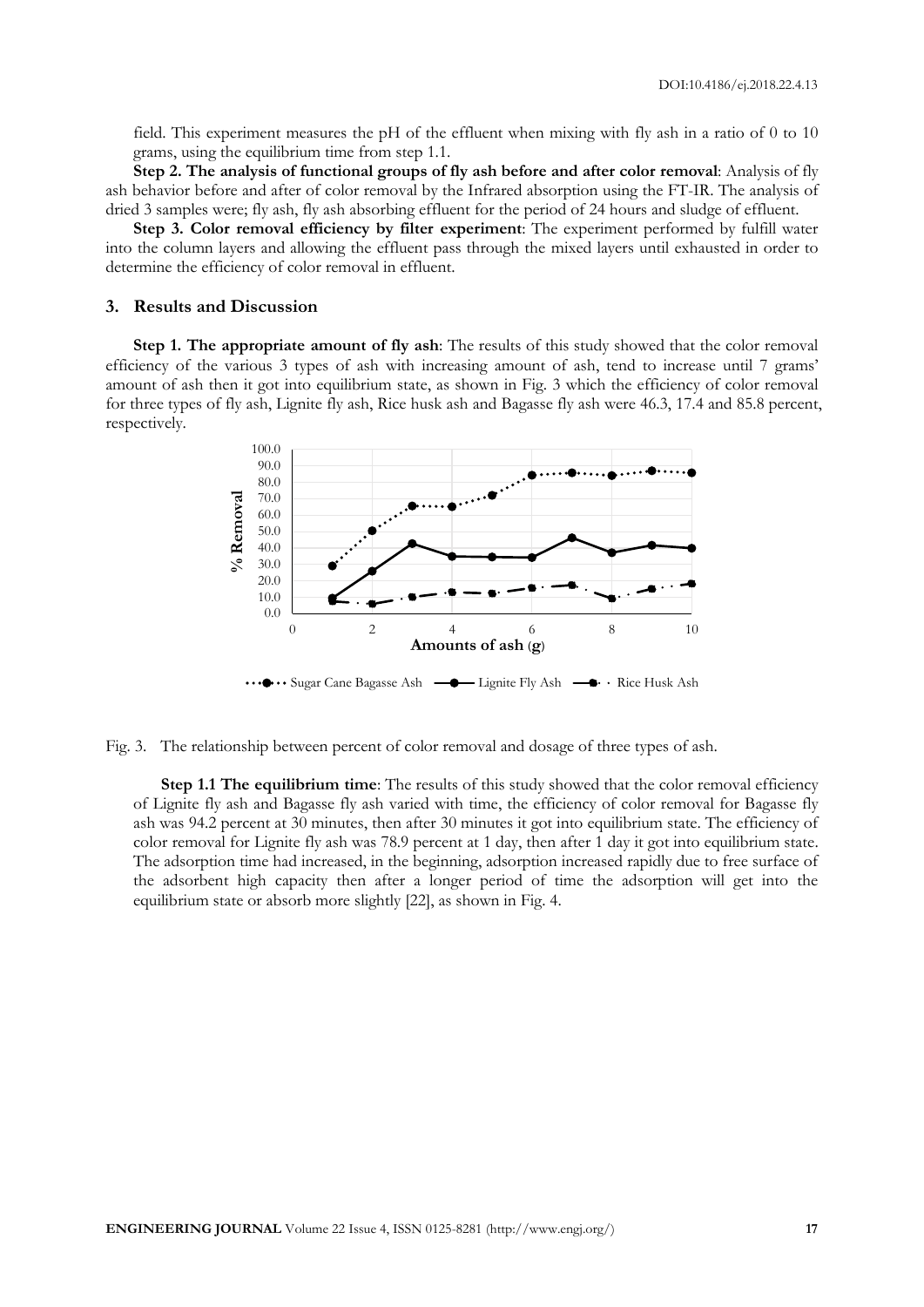field. This experiment measures the pH of the effluent when mixing with fly ash in a ratio of 0 to 10 grams, using the equilibrium time from step 1.1.

**Step 2. The analysis of functional groups of fly ash before and after color removal**: Analysis of fly ash behavior before and after of color removal by the Infrared absorption using the FT-IR. The analysis of dried 3 samples were; fly ash, fly ash absorbing effluent for the period of 24 hours and sludge of effluent.

**Step 3. Color removal efficiency by filter experiment**: The experiment performed by fulfill water into the column layers and allowing the effluent pass through the mixed layers until exhausted in order to determine the efficiency of color removal in effluent.

## 3. Results and Discussion

**Step 1. The appropriate amount of fly ash**: The results of this study showed that the color removal efficiency of the various 3 types of ash with increasing amount of ash, tend to increase until 7 grams' amount of ash then it got into equilibrium state, as shown in Fig. 3 which the efficiency of color removal for three types of fly ash, Lignite fly ash, Rice husk ash and Bagasse fly ash were 46.3, 17.4 and 85.8 percent, respectively.

Fig. 3. The relationship between percent of color removal and dosage of three types of ash.

**Step 1.1 The equilibrium time**: The results of this study showed that the color removal efficiency of Lignite fly ash and Bagasse fly ash varied with time, the efficiency of color removal for Bagasse fly ash was 94.2 percent at 30 minutes, then after 30 minutes it got into equilibrium state. The efficiency of color removal for Lignite fly ash was 78.9 percent at 1 day, then after 1 day it got into equilibrium state. The adsorption time had increased, in the beginning, adsorption increased rapidly due to free surface of the adsorbent high capacity then after a longer period of time the adsorption will get into the equilibrium state or absorb more slightly [22], as shown in Fig. 4.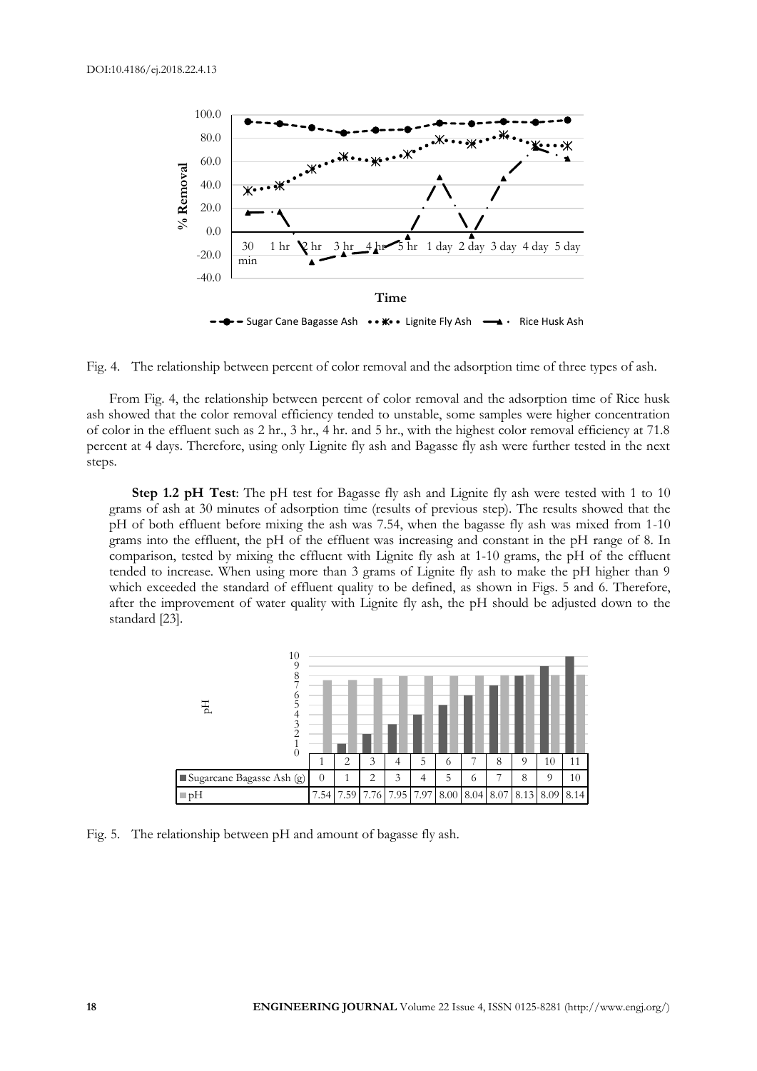Fig. 4. The relationship between percent of color removal and the adsorption time of three types of ash.

From Fig. 4, the relationship between percent of color removal and the adsorption time of Rice husk ash showed that the color removal efficiency tended to unstable, some samples were higher concentration of color in the effluent such as 2 hr., 3 hr., 4 hr. and 5 hr., with the highest color removal efficiency at 71.8 percent at 4 days. Therefore, using only Lignite fly ash and Bagasse fly ash were further tested in the next steps.

**Step 1.2 pH Test**: The pH test for Bagasse fly ash and Lignite fly ash were tested with 1 to 10 grams of ash at 30 minutes of adsorption time (results of previous step). The results showed that the pH of both effluent before mixing the ash was 7.54, when the bagasse fly ash was mixed from 1-10 grams into the effluent, the pH of the effluent was increasing and constant in the pH range of 8. In comparison, tested by mixing the effluent with Lignite fly ash at 1-10 grams, the pH of the effluent tended to increase. When using more than 3 grams of Lignite fly ash to make the pH higher than 9 which exceeded the standard of effluent quality to be defined, as shown in Figs. 5 and 6. Therefore, after the improvement of water quality with Lignite fly ash, the pH should be adjusted down to the standard [23].

| | 1 | 2 | 3 | 4 | 5 | 6 | 7 | 8 | 9 | 10 | 11 |
|---|---|---|---|---|---|---|---|---|---|---|---|
| Sugarcane Bagasse Ash (g) | 0 | 1 | 2 | 3 | 4 | 5 | 6 | 7 | 8 | 9 | 10 |
| pH | 7.54 | 7.59 | 7.76 | 7.95 | 7.97 | 8.00 | 8.04 | 8.07 | 8.13 | 8.09 | 8.14 |

Fig. 5. The relationship between pH and amount of bagasse fly ash.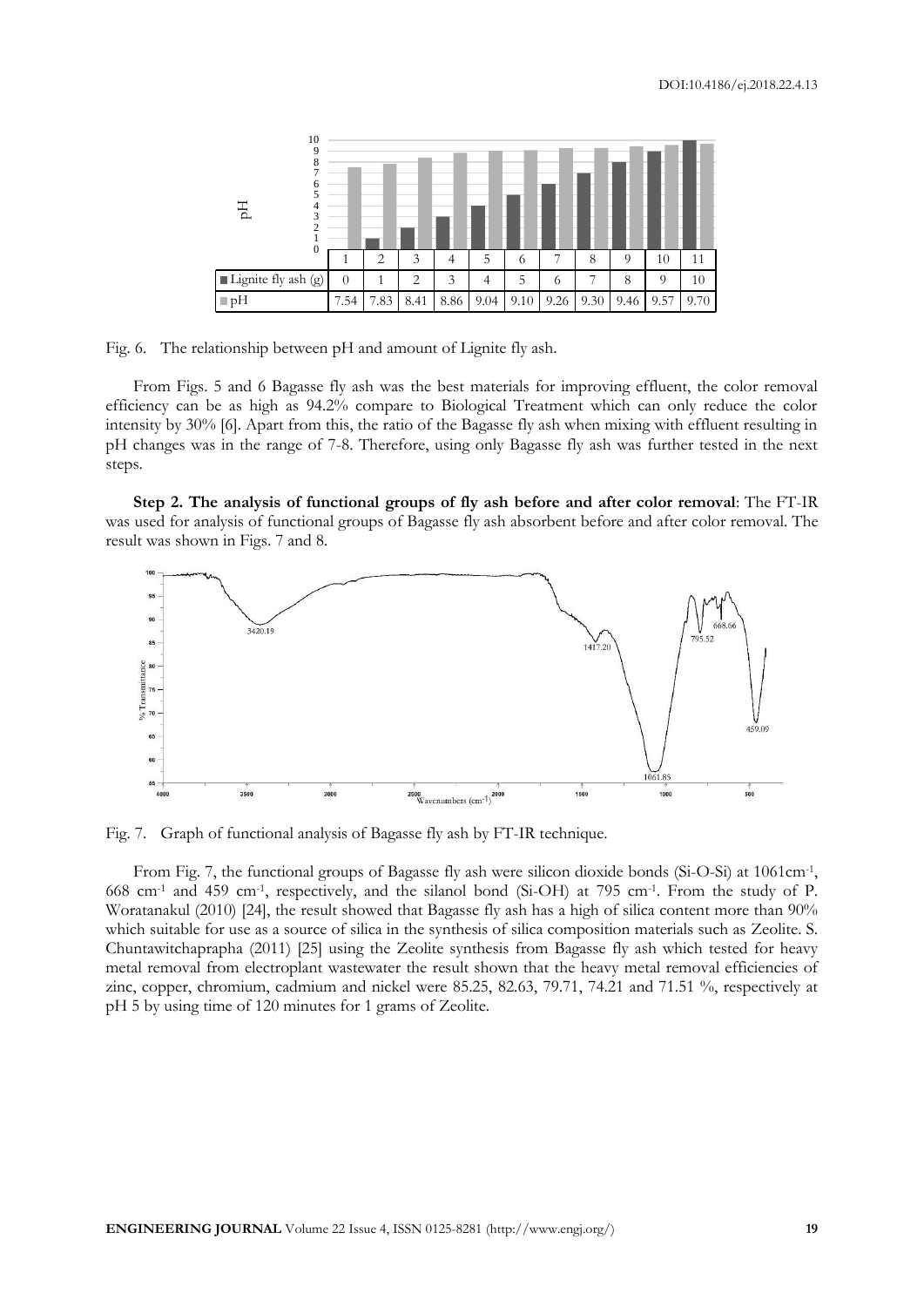|  | 1 | 2 | 3 | 4 | 5 | 6 | 7 | 8 | 9 | 10 | 11 |
|---|---|---|---|---|---|---|---|---|---|---|---|
| Lignite fly ash (g) | 0 | 1 | 2 | 3 | 4 | 5 | 6 | 7 | 8 | 9 | 10 |
| pH | 7.54 | 7.83 | 8.41 | 8.86 | 9.04 | 9.10 | 9.26 | 9.30 | 9.46 | 9.57 | 9.70 |

Fig. 6. The relationship between pH and amount of Lignite fly ash.

From Figs. 5 and 6 Bagasse fly ash was the best materials for improving effluent, the color removal efficiency can be as high as 94.2% compare to Biological Treatment which can only reduce the color intensity by 30% [6]. Apart from this, the ratio of the Bagasse fly ash when mixing with effluent resulting in pH changes was in the range of 7-8. Therefore, using only Bagasse fly ash was further tested in the next steps.

**Step 2. The analysis of functional groups of fly ash before and after color removal**: The FT-IR was used for analysis of functional groups of Bagasse fly ash absorbent before and after color removal. The result was shown in Figs. 7 and 8.

Fig. 7. Graph of functional analysis of Bagasse fly ash by FT-IR technique.

From Fig. 7, the functional groups of Bagasse fly ash were silicon dioxide bonds (Si-O-Si) at 1061cm$^{-1}$, 668 cm$^{-1}$ and 459 cm$^{-1}$, respectively, and the silanol bond (Si-OH) at 795 cm$^{-1}$. From the study of P. Woratanakul (2010) [24], the result showed that Bagasse fly ash has a high of silica content more than 90% which suitable for use as a source of silica in the synthesis of silica composition materials such as Zeolite. S. Chuntawitchaprapha (2011) [25] using the Zeolite synthesis from Bagasse fly ash which tested for heavy metal removal from electroplant wastewater the result shown that the heavy metal removal efficiencies of zinc, copper, chromium, cadmium and nickel were 85.25, 82.63, 79.71, 74.21 and 71.51 %, respectively at pH 5 by using time of 120 minutes for 1 grams of Zeolite.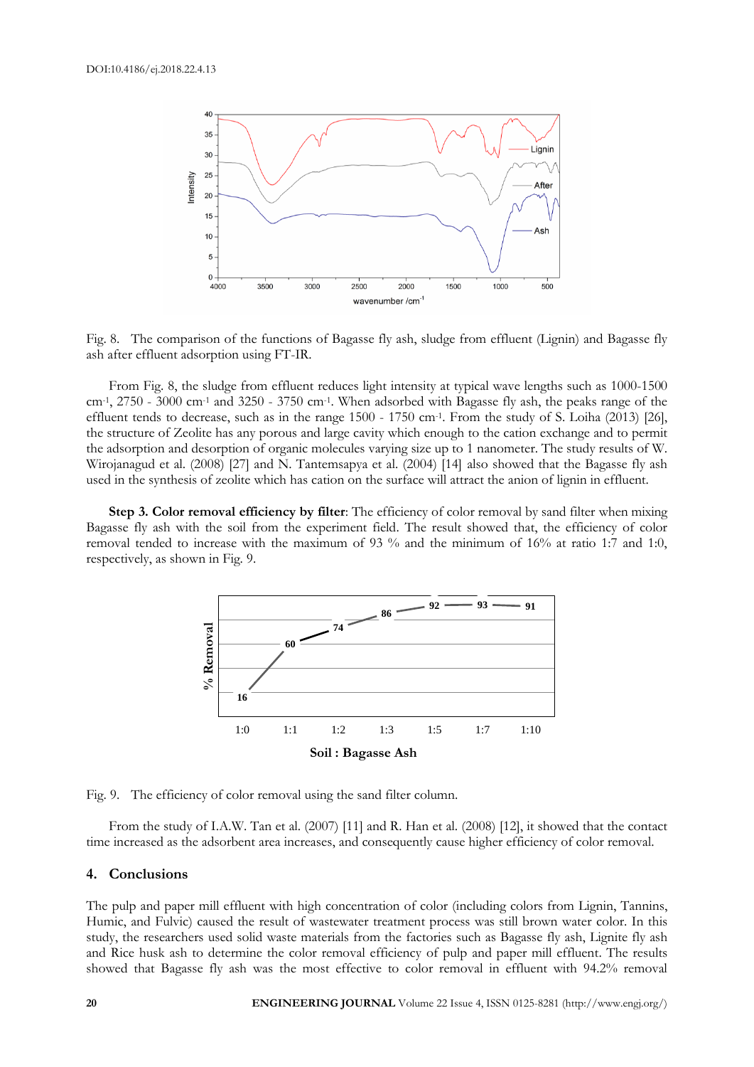Fig. 8. The comparison of the functions of Bagasse fly ash, sludge from effluent (Lignin) and Bagasse fly ash after effluent adsorption using FT-IR.

From Fig. 8, the sludge from effluent reduces light intensity at typical wave lengths such as 1000-1500 $cm^{-1}$, 2750 - 3000 $cm^{-1}$ and 3250 - 3750 $cm^{-1}$. When adsorbed with Bagasse fly ash, the peaks range of the effluent tends to decrease, such as in the range 1500 - 1750 $cm^{-1}$. From the study of S. Loiha (2013) [26], the structure of Zeolite has any porous and large cavity which enough to the cation exchange and to permit the adsorption and desorption of organic molecules varying size up to 1 nanometer. The study results of W. Wirojanagud et al. (2008) [27] and N. Tantemsapya et al. (2004) [14] also showed that the Bagasse fly ash used in the synthesis of zeolite which has cation on the surface will attract the anion of lignin in effluent.

**Step 3. Color removal efficiency by filter**: The efficiency of color removal by sand filter when mixing Bagasse fly ash with the soil from the experiment field. The result showed that, the efficiency of color removal tended to increase with the maximum of 93 % and the minimum of 16% at ratio 1:7 and 1:0, respectively, as shown in Fig. 9.

Fig. 9. The efficiency of color removal using the sand filter column.

From the study of I.A.W. Tan et al. (2007) [11] and R. Han et al. (2008) [12], it showed that the contact time increased as the adsorbent area increases, and consequently cause higher efficiency of color removal.

## 4. Conclusions

The pulp and paper mill effluent with high concentration of color (including colors from Lignin, Tannins, Humic, and Fulvic) caused the result of wastewater treatment process was still brown water color. In this study, the researchers used solid waste materials from the factories such as Bagasse fly ash, Lignite fly ash and Rice husk ash to determine the color removal efficiency of pulp and paper mill effluent. The results showed that Bagasse fly ash was the most effective to color removal in effluent with 94.2% removal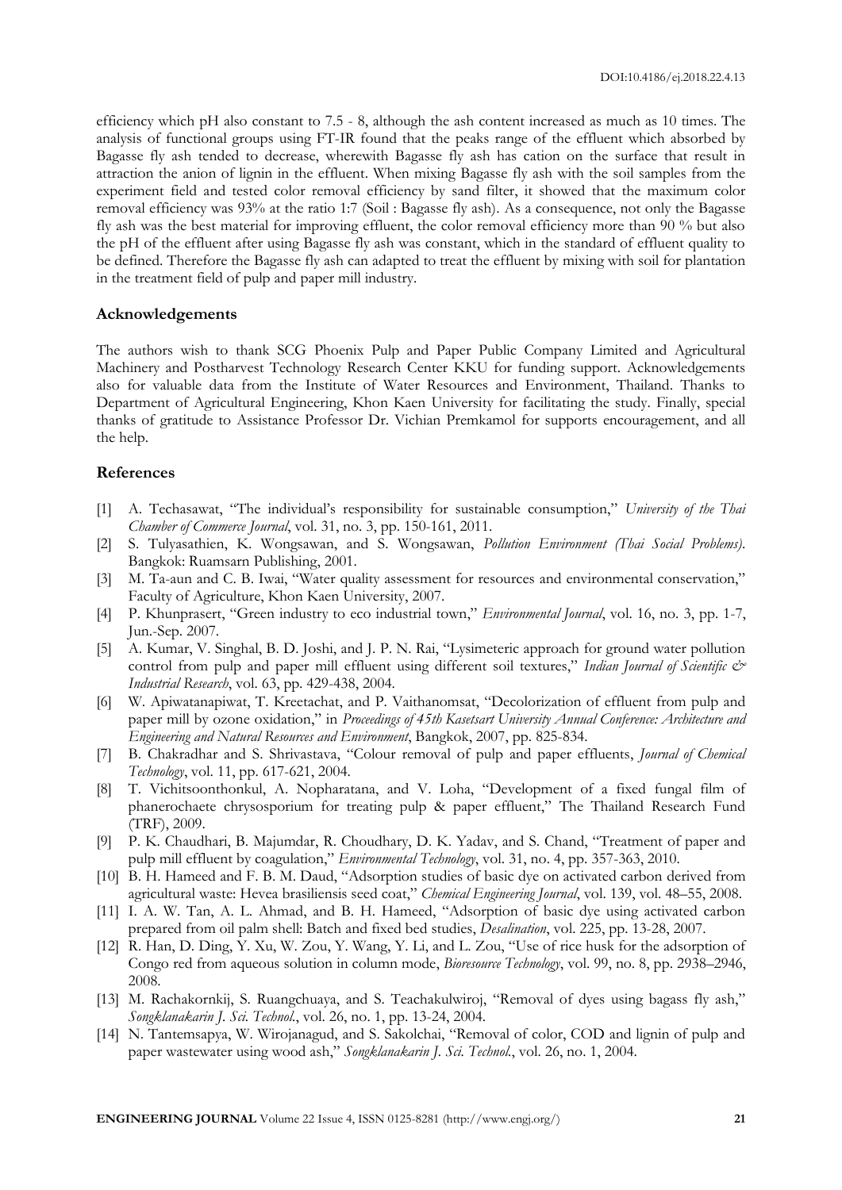efficiency which pH also constant to 7.5 - 8, although the ash content increased as much as 10 times. The analysis of functional groups using FT-IR found that the peaks range of the effluent which absorbed by Bagasse fly ash tended to decrease, wherewith Bagasse fly ash has cation on the surface that result in attraction the anion of lignin in the effluent. When mixing Bagasse fly ash with the soil samples from the experiment field and tested color removal efficiency by sand filter, it showed that the maximum color removal efficiency was 93% at the ratio 1:7 (Soil : Bagasse fly ash). As a consequence, not only the Bagasse fly ash was the best material for improving effluent, the color removal efficiency more than 90 % but also the pH of the effluent after using Bagasse fly ash was constant, which in the standard of effluent quality to be defined. Therefore the Bagasse fly ash can adapted to treat the effluent by mixing with soil for plantation in the treatment field of pulp and paper mill industry.

## Acknowledgements

The authors wish to thank SCG Phoenix Pulp and Paper Public Company Limited and Agricultural Machinery and Postharvest Technology Research Center KKU for funding support. Acknowledgements also for valuable data from the Institute of Water Resources and Environment, Thailand. Thanks to Department of Agricultural Engineering, Khon Kaen University for facilitating the study. Finally, special thanks of gratitude to Assistance Professor Dr. Vichian Premkamol for supports encouragement, and all the help.

## References

[1] A. Techasawat, "The individual's responsibility for sustainable consumption," *University of the Thai Chamber of Commerce Journal*, vol. 31, no. 3, pp. 150-161, 2011.

[2] S. Tulyasathien, K. Wongsawan, and S. Wongsawan, *Pollution Environment (Thai Social Problems)*. Bangkok: Ruamsarn Publishing, 2001.

[3] M. Ta-aun and C. B. Iwai, "Water quality assessment for resources and environmental conservation," Faculty of Agriculture, Khon Kaen University, 2007.

[4] P. Khunprasert, "Green industry to eco industrial town," *Environmental Journal*, vol. 16, no. 3, pp. 1-7, Jun.-Sep. 2007.

[5] A. Kumar, V. Singhal, B. D. Joshi, and J. P. N. Rai, "Lysimeteric approach for ground water pollution control from pulp and paper mill effluent using different soil textures," *Indian Journal of Scientific & Industrial Research*, vol. 63, pp. 429-438, 2004.

[6] W. Apiwatanapiwat, T. Kreetachat, and P. Vaithanomsat, "Decolorization of effluent from pulp and paper mill by ozone oxidation," in *Proceedings of 45th Kasetsart University Annual Conference: Architecture and Engineering and Natural Resources and Environment*, Bangkok, 2007, pp. 825-834.

[7] B. Chakradhar and S. Shrivastava, "Colour removal of pulp and paper effluents, *Journal of Chemical Technology*, vol. 11, pp. 617-621, 2004.

[8] T. Vichitsoonthonkul, A. Nopharatana, and V. Loha, "Development of a fixed fungal film of phanerochaete chrysosporium for treating pulp & paper effluent," The Thailand Research Fund (TRF), 2009.

[9] P. K. Chaudhari, B. Majumdar, R. Choudhary, D. K. Yadav, and S. Chand, "Treatment of paper and pulp mill effluent by coagulation," *Environmental Technology*, vol. 31, no. 4, pp. 357-363, 2010.

[10] B. H. Hameed and F. B. M. Daud, "Adsorption studies of basic dye on activated carbon derived from agricultural waste: Hevea brasiliensis seed coat," *Chemical Engineering Journal*, vol. 139, vol. 48–55, 2008.

[11] I. A. W. Tan, A. L. Ahmad, and B. H. Hameed, "Adsorption of basic dye using activated carbon prepared from oil palm shell: Batch and fixed bed studies, *Desalination*, vol. 225, pp. 13-28, 2007.

[12] R. Han, D. Ding, Y. Xu, W. Zou, Y. Wang, Y. Li, and L. Zou, "Use of rice husk for the adsorption of Congo red from aqueous solution in column mode, *Bioresource Technology*, vol. 99, no. 8, pp. 2938–2946, 2008.

[13] M. Rachakornkij, S. Ruangchuaya, and S. Teachakulwiroj, "Removal of dyes using bagass fly ash," *Songklanakarin J. Sci. Technol.*, vol. 26, no. 1, pp. 13-24, 2004.

[14] N. Tantemsapya, W. Wirojanagud, and S. Sakolchai, "Removal of color, COD and lignin of pulp and paper wastewater using wood ash," *Songklanakarin J. Sci. Technol.*, vol. 26, no. 1, 2004.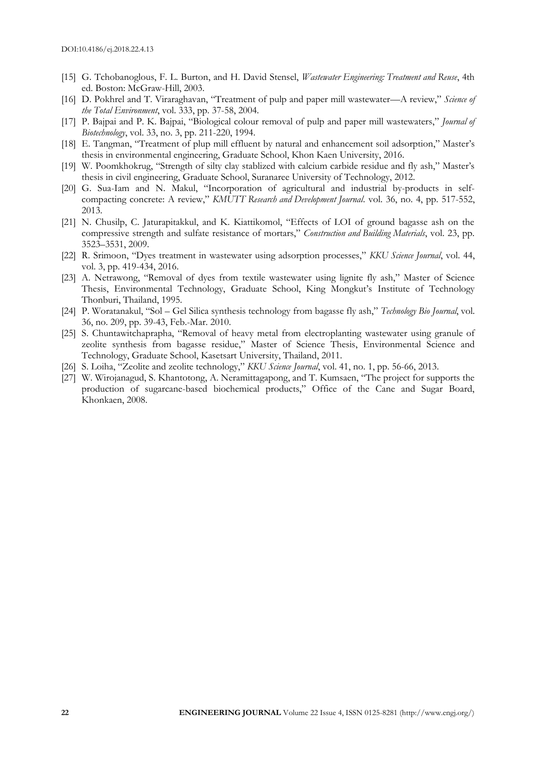[15] G. Tchobanoglous, F. L. Burton, and H. David Stensel, *Wastewater Engineering: Treatment and Reuse*, 4th ed. Boston: McGraw-Hill, 2003.

[16] D. Pokhrel and T. Viraraghavan, "Treatment of pulp and paper mill wastewater—A review," *Science of the Total Environment*, vol. 333, pp. 37-58, 2004.

[17] P. Bajpai and P. K. Bajpai, "Biological colour removal of pulp and paper mill wastewaters," *Journal of Biotechnology*, vol. 33, no. 3, pp. 211-220, 1994.

[18] E. Tangman, "Treatment of plup mill effluent by natural and enhancement soil adsorption," Master's thesis in environmental engineering, Graduate School, Khon Kaen University, 2016.

[19] W. Poomkhokrug, "Strength of silty clay stablized with calcium carbide residue and fly ash," Master's thesis in civil engineering, Graduate School, Suranaree University of Technology, 2012.

[20] G. Sua-Iam and N. Makul, "Incorporation of agricultural and industrial by-products in self-compacting concrete: A review," *KMUTT Research and Development Journal*. vol. 36, no. 4, pp. 517-552, 2013.

[21] N. Chusilp, C. Jaturapitakkul, and K. Kiattikomol, "Effects of LOI of ground bagasse ash on the compressive strength and sulfate resistance of mortars," *Construction and Building Materials*, vol. 23, pp. 3523–3531, 2009.

[22] R. Srimoon, "Dyes treatment in wastewater using adsorption processes," *KKU Science Journal*, vol. 44, vol. 3, pp. 419-434, 2016.

[23] A. Netrawong, "Removal of dyes from textile wastewater using lignite fly ash," Master of Science Thesis, Environmental Technology, Graduate School, King Mongkut's Institute of Technology Thonburi, Thailand, 1995.

[24] P. Woratanakul, "Sol – Gel Silica synthesis technology from bagasse fly ash," *Technology Bio Journal*, vol. 36, no. 209, pp. 39-43, Feb.-Mar. 2010.

[25] S. Chuntawitchaprapha, "Removal of heavy metal from electroplanting wastewater using granule of zeolite synthesis from bagasse residue," Master of Science Thesis, Environmental Science and Technology, Graduate School, Kasetsart University, Thailand, 2011.

[26] S. Loiha, "Zeolite and zeolite technology," *KKU Science Journal*, vol. 41, no. 1, pp. 56-66, 2013.

[27] W. Wirojanagud, S. Khantotong, A. Neramittagapong, and T. Kumsaen, "The project for supports the production of sugarcane-based biochemical products," Office of the Cane and Sugar Board, Khonkaen, 2008.